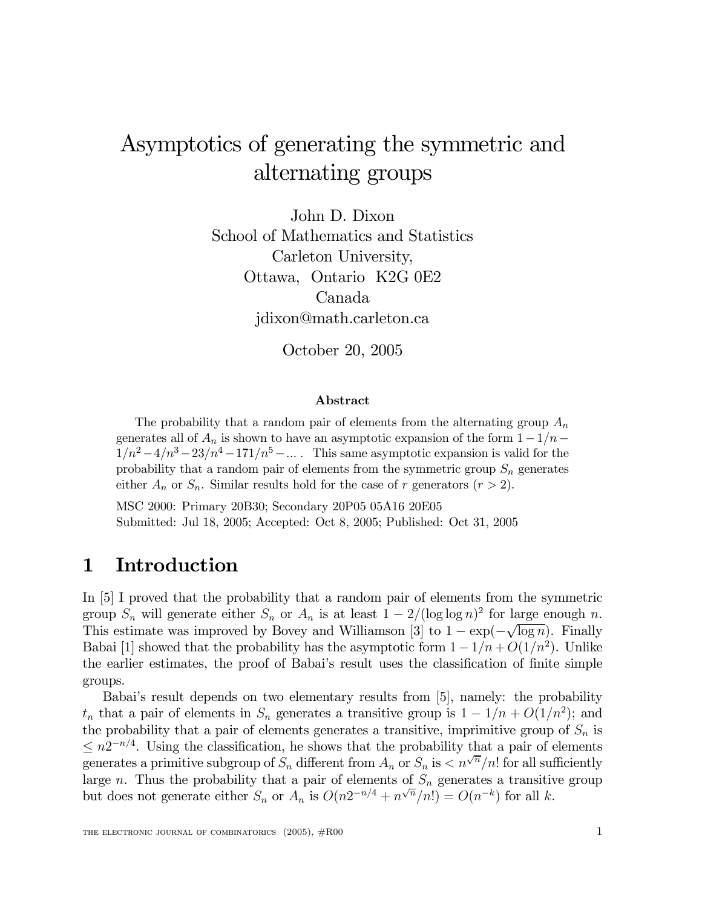# Asymptotics of generating the symmetric and alternating groups

John D. Dixon
School of Mathematics and Statistics
Carleton University,
Ottawa, Ontario K2G 0E2
Canada
jdixon@math.carleton.ca

October 20, 2005

**Abstract**

The probability that a random pair of elements from the alternating group $A_n$ generates all of $A_n$ is shown to have an asymptotic expansion of the form $1 - 1/n - 1/n^2 - 4/n^3 - 23/n^4 - 171/n^5 - \ldots$ . This same asymptotic expansion is valid for the probability that a random pair of elements from the symmetric group $S_n$ generates either $A_n$ or $S_n$. Similar results hold for the case of $r$ generators ($r > 2$).

MSC 2000: Primary 20B30; Secondary 20P05 05A16 20E05
Submitted: Jul 18, 2005; Accepted: Oct 8, 2005; Published: Oct 31, 2005

## 1 Introduction

In [5] I proved that the probability that a random pair of elements from the symmetric group $S_n$ will generate either $S_n$ or $A_n$ is at least $1 - 2/(\log \log n)^2$ for large enough $n$. This estimate was improved by Bovey and Williamson [3] to $1 - \exp(-\sqrt{\log n})$. Finally Babai [1] showed that the probability has the asymptotic form $1 - 1/n + O(1/n^2)$. Unlike the earlier estimates, the proof of Babai's result uses the classification of finite simple groups.

Babai's result depends on two elementary results from [5], namely: the probability $t_n$ that a pair of elements in $S_n$ generates a transitive group is $1 - 1/n + O(1/n^2)$; and the probability that a pair of elements generates a transitive, imprimitive group of $S_n$ is $\leq n2^{-n/4}$. Using the classification, he shows that the probability that a pair of elements generates a primitive subgroup of $S_n$ different from $A_n$ or $S_n$ is $< n^{\sqrt{n}}/n!$ for all sufficiently large $n$. Thus the probability that a pair of elements of $S_n$ generates a transitive group but does not generate either $S_n$ or $A_n$ is $O(n2^{-n/4} + n^{\sqrt{n}}/n!) = O(n^{-k})$ for all $k$.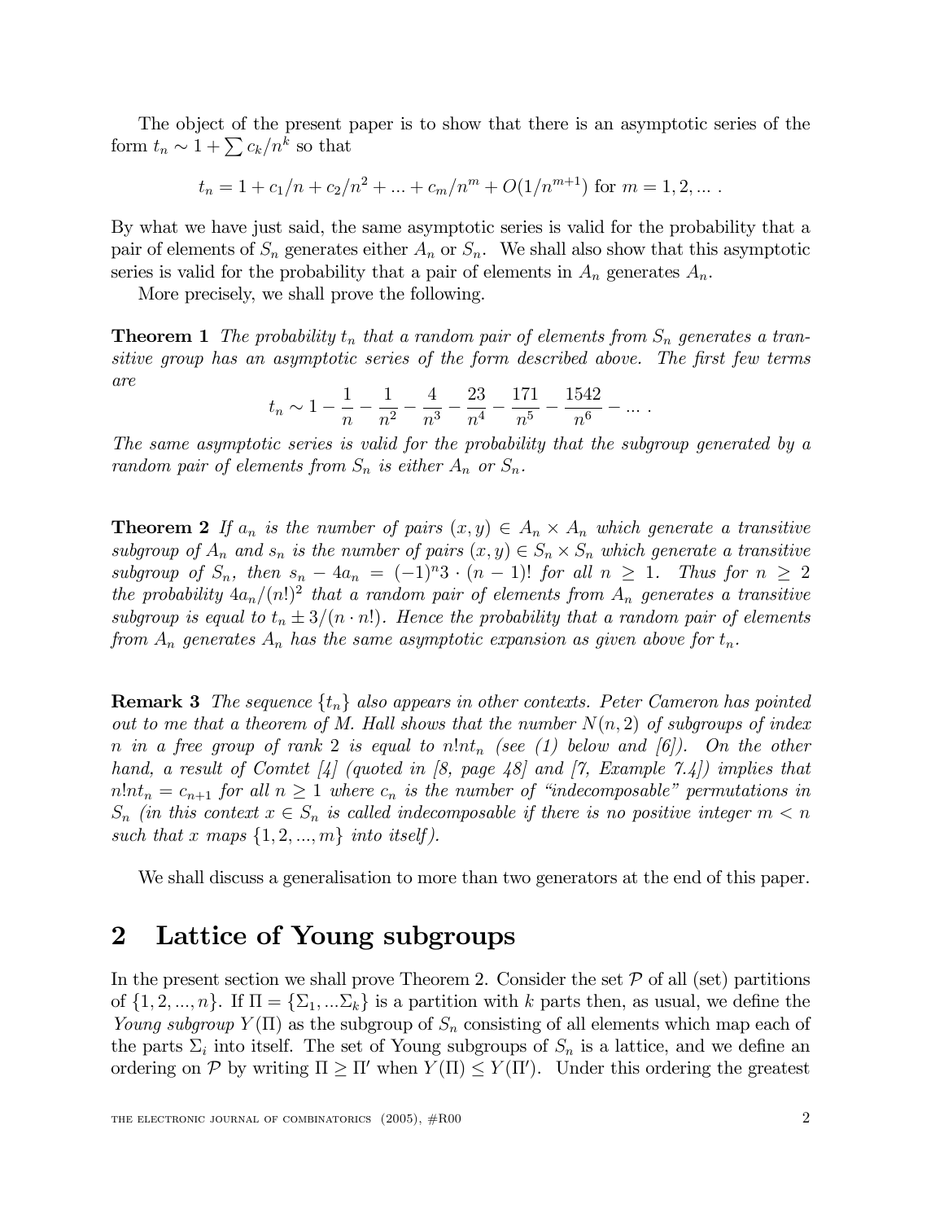The object of the present paper is to show that there is an asymptotic series of the form $t_n \sim 1 + \sum c_k/n^k$ so that

$$t_n = 1 + c_1/n + c_2/n^2 + ... + c_m/n^m + O(1/n^{m+1}) \text{ for } m = 1, 2, ... .$$

By what we have just said, the same asymptotic series is valid for the probability that a pair of elements of $S_n$ generates either $A_n$ or $S_n$. We shall also show that this asymptotic series is valid for the probability that a pair of elements in $A_n$ generates $A_n$.

More precisely, we shall prove the following.

**Theorem 1** *The probability $t_n$ that a random pair of elements from $S_n$ generates a transitive group has an asymptotic series of the form described above. The first few terms are*

$$t_n \sim 1 - \frac{1}{n} - \frac{1}{n^2} - \frac{4}{n^3} - \frac{23}{n^4} - \frac{171}{n^5} - \frac{1542}{n^6} - ... .$$

*The same asymptotic series is valid for the probability that the subgroup generated by a random pair of elements from $S_n$ is either $A_n$ or $S_n$.*

**Theorem 2** *If $a_n$ is the number of pairs $(x, y) \in A_n \times A_n$ which generate a transitive subgroup of $A_n$ and $s_n$ is the number of pairs $(x, y) \in S_n \times S_n$ which generate a transitive subgroup of $S_n$, then $s_n - 4a_n = (-1)^n 3 \cdot (n-1)!$ for all $n \geq 1$. Thus for $n \geq 2$ the probability $4a_n/(n!)^2$ that a random pair of elements from $A_n$ generates a transitive subgroup is equal to $t_n \pm 3/(n \cdot n!)$. Hence the probability that a random pair of elements from $A_n$ generates $A_n$ has the same asymptotic expansion as given above for $t_n$.*

**Remark 3** *The sequence $\{t_n\}$ also appears in other contexts. Peter Cameron has pointed out to me that a theorem of M. Hall shows that the number $N(n, 2)$ of subgroups of index $n$ in a free group of rank 2 is equal to $n!nt_n$ (see (1) below and [6]). On the other hand, a result of Comtet [4] (quoted in [8, page 48] and [7, Example 7.4]) implies that $n!nt_n = c_{n+1}$ for all $n \geq 1$ where $c_n$ is the number of "indecomposable" permutations in $S_n$ (in this context $x \in S_n$ is called indecomposable if there is no positive integer $m < n$ such that $x$ maps $\{1, 2, ..., m\}$ into itself).*

We shall discuss a generalisation to more than two generators at the end of this paper.

## 2 Lattice of Young subgroups

In the present section we shall prove Theorem 2. Consider the set $\mathcal{P}$ of all (set) partitions of $\{1, 2, ..., n\}$. If $\Pi = \{\Sigma_1, ...\Sigma_k\}$ is a partition with $k$ parts then, as usual, we define the *Young subgroup* $Y(\Pi)$ as the subgroup of $S_n$ consisting of all elements which map each of the parts $\Sigma_i$ into itself. The set of Young subgroups of $S_n$ is a lattice, and we define an ordering on $\mathcal{P}$ by writing $\Pi \geq \Pi'$ when $Y(\Pi) \leq Y(\Pi')$. Under this ordering the greatest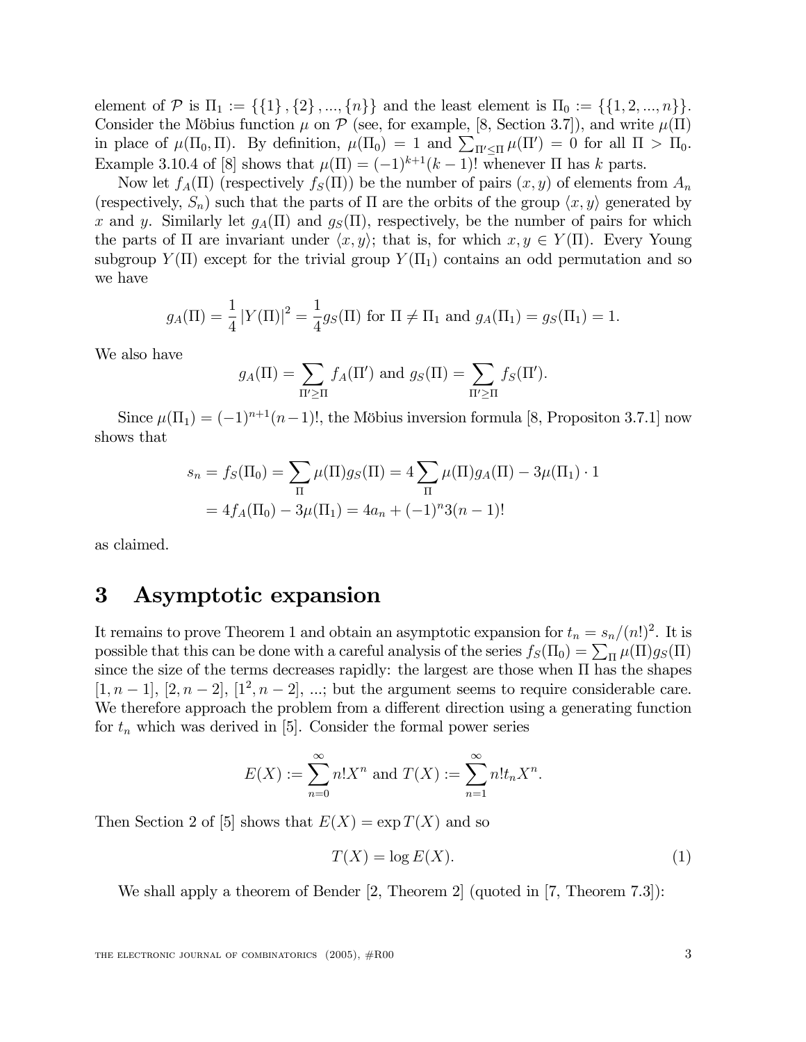element of $\mathcal{P}$ is $\Pi_1 := \{\{1\}, \{2\}, ..., \{n\}\}$ and the least element is $\Pi_0 := \{\{1, 2, ..., n\}\}$. Consider the Möbius function $\mu$ on $\mathcal{P}$ (see, for example, [8, Section 3.7]), and write $\mu(\Pi)$ in place of $\mu(\Pi_0, \Pi)$. By definition, $\mu(\Pi_0) = 1$ and $\sum_{\Pi' \leq \Pi} \mu(\Pi') = 0$ for all $\Pi > \Pi_0$. Example 3.10.4 of [8] shows that $\mu(\Pi) = (-1)^{k+1}(k-1)!$ whenever $\Pi$ has $k$ parts.

Now let $f_A(\Pi)$ (respectively $f_S(\Pi)$) be the number of pairs $(x, y)$ of elements from $A_n$ (respectively, $S_n$) such that the parts of $\Pi$ are the orbits of the group $\langle x, y \rangle$ generated by $x$ and $y$. Similarly let $g_A(\Pi)$ and $g_S(\Pi)$, respectively, be the number of pairs for which the parts of $\Pi$ are invariant under $\langle x, y \rangle$; that is, for which $x, y \in Y(\Pi)$. Every Young subgroup $Y(\Pi)$ except for the trivial group $Y(\Pi_1)$ contains an odd permutation and so we have

$$g_A(\Pi) = \frac{1}{4} |Y(\Pi)|^2 = \frac{1}{4} g_S(\Pi) \text{ for } \Pi \neq \Pi_1 \text{ and } g_A(\Pi_1) = g_S(\Pi_1) = 1.$$

We also have

$$g_A(\Pi) = \sum_{\Pi' \geq \Pi} f_A(\Pi') \text{ and } g_S(\Pi) = \sum_{\Pi' \geq \Pi} f_S(\Pi').$$

Since $\mu(\Pi_1) = (-1)^{n+1}(n-1)!$, the Möbius inversion formula [8, Propositon 3.7.1] now shows that

$$\begin{aligned} s_n = f_S(\Pi_0) &= \sum_{\Pi} \mu(\Pi) g_S(\Pi) = 4 \sum_{\Pi} \mu(\Pi) g_A(\Pi) - 3\mu(\Pi_1) \cdot 1 \\ &= 4 f_A(\Pi_0) - 3\mu(\Pi_1) = 4a_n + (-1)^n 3(n-1)! \end{aligned}$$

as claimed.

# 3 Asymptotic expansion

It remains to prove Theorem 1 and obtain an asymptotic expansion for $t_n = s_n/(n!)^2$. It is possible that this can be done with a careful analysis of the series $f_S(\Pi_0) = \sum_{\Pi} \mu(\Pi) g_S(\Pi)$ since the size of the terms decreases rapidly: the largest are those when $\Pi$ has the shapes $[1, n-1]$, $[2, n-2]$, $[1^2, n-2]$, ...; but the argument seems to require considerable care. We therefore approach the problem from a different direction using a generating function for $t_n$ which was derived in [5]. Consider the formal power series

$$E(X) := \sum_{n=0}^{\infty} n! X^n \text{ and } T(X) := \sum_{n=1}^{\infty} n! t_n X^n.$$

Then Section 2 of [5] shows that $E(X) = \exp T(X)$ and so

$$T(X) = \log E(X). \tag{1}$$

We shall apply a theorem of Bender [2, Theorem 2] (quoted in [7, Theorem 7.3]):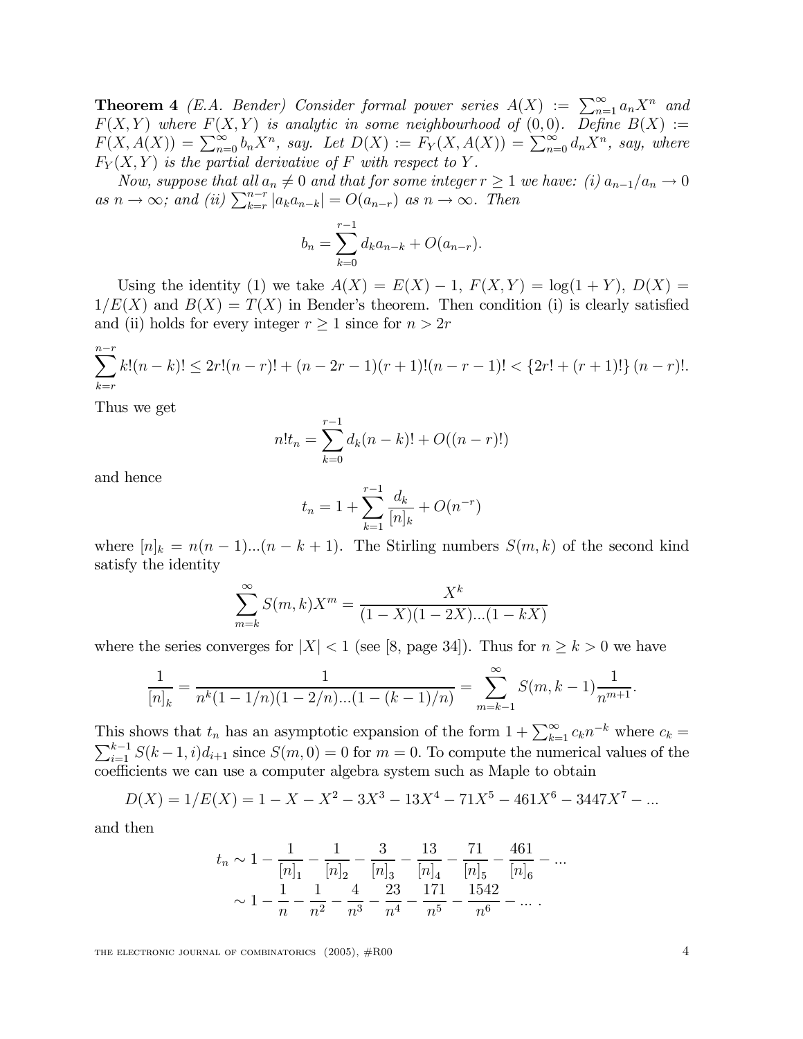**Theorem 4** *(E.A. Bender) Consider formal power series $A(X) := \sum_{n=1}^{\infty} a_n X^n$ and $F(X,Y)$ where $F(X,Y)$ is analytic in some neighbourhood of $(0,0)$. Define $B(X) := F(X, A(X)) = \sum_{n=0}^{\infty} b_n X^n$, say. Let $D(X) := F_Y(X, A(X)) = \sum_{n=0}^{\infty} d_n X^n$, say, where $F_Y(X,Y)$ is the partial derivative of $F$ with respect to $Y$.*

*Now, suppose that all $a_n \neq 0$ and that for some integer $r \geq 1$ we have: (i) $a_{n-1}/a_n \to 0$ as $n \to \infty$; and (ii) $\sum_{k=r}^{n-r} |a_k a_{n-k}| = O(a_{n-r})$ as $n \to \infty$. Then*

$$b_n = \sum_{k=0}^{r-1} d_k a_{n-k} + O(a_{n-r}).$$

Using the identity (1) we take $A(X) = E(X) - 1$, $F(X,Y) = \log(1+Y)$, $D(X) = 1/E(X)$ and $B(X) = T(X)$ in Bender's theorem. Then condition (i) is clearly satisfied and (ii) holds for every integer $r \geq 1$ since for $n > 2r$

$$\sum_{k=r}^{n-r} k!(n-k)! \leq 2r!(n-r)! + (n-2r-1)(r+1)!(n-r-1)! < \{2r! + (r+1)!\}(n-r)!.$$

Thus we get

$$n!t_n = \sum_{k=0}^{r-1} d_k (n-k)! + O((n-r)!)$$

and hence

$$t_n = 1 + \sum_{k=1}^{r-1} \frac{d_k}{[n]_k} + O(n^{-r})$$

where $[n]_k = n(n-1)...(n-k+1)$. The Stirling numbers $S(m,k)$ of the second kind satisfy the identity

$$\sum_{m=k}^{\infty} S(m,k) X^m = \frac{X^k}{(1-X)(1-2X)...(1-kX)}$$

where the series converges for $|X| < 1$ (see [8, page 34]). Thus for $n \geq k > 0$ we have

$$\frac{1}{[n]_k} = \frac{1}{n^k(1-1/n)(1-2/n)...(1-(k-1)/n)} = \sum_{m=k-1}^{\infty} S(m,k-1)\frac{1}{n^{m+1}}.$$

This shows that $t_n$ has an asymptotic expansion of the form $1 + \sum_{k=1}^{\infty} c_k n^{-k}$ where $c_k = \sum_{i=1}^{k-1} S(k-1,i) d_{i+1}$ since $S(m,0) = 0$ for $m = 0$. To compute the numerical values of the coefficients we can use a computer algebra system such as Maple to obtain

$$D(X) = 1/E(X) = 1 - X - X^2 - 3X^3 - 13X^4 - 71X^5 - 461X^6 - 3447X^7 - ...$$

and then

$$\begin{aligned} t_n &\sim 1 - \frac{1}{[n]_1} - \frac{1}{[n]_2} - \frac{3}{[n]_3} - \frac{13}{[n]_4} - \frac{71}{[n]_5} - \frac{461}{[n]_6} - ... \\ &\sim 1 - \frac{1}{n} - \frac{1}{n^2} - \frac{4}{n^3} - \frac{23}{n^4} - \frac{171}{n^5} - \frac{1542}{n^6} - ... . \end{aligned}$$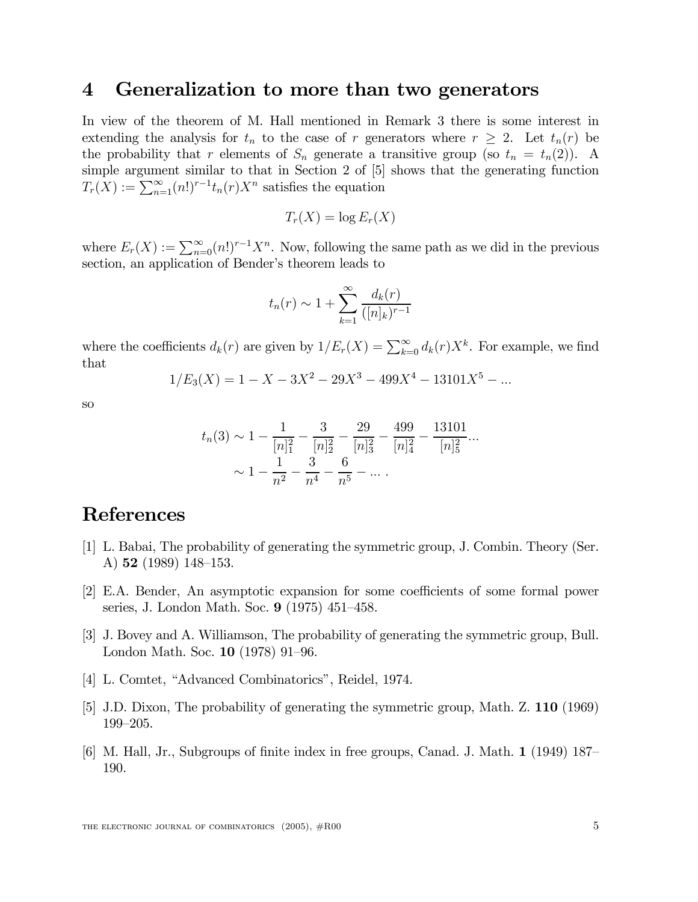## 4 Generalization to more than two generators

In view of the theorem of M. Hall mentioned in Remark 3 there is some interest in extending the analysis for $t_n$ to the case of $r$ generators where $r \geq 2$. Let $t_n(r)$ be the probability that $r$ elements of $S_n$ generate a transitive group (so $t_n = t_n(2)$). A simple argument similar to that in Section 2 of [5] shows that the generating function $T_r(X) := \sum_{n=1}^{\infty} (n!)^{r-1} t_n(r) X^n$ satisfies the equation

$$T_r(X) = \log E_r(X)$$

where $E_r(X) := \sum_{n=0}^{\infty} (n!)^{r-1} X^n$. Now, following the same path as we did in the previous section, an application of Bender's theorem leads to

$$t_n(r) \sim 1 + \sum_{k=1}^{\infty} \frac{d_k(r)}{([n]_k)^{r-1}}$$

where the coefficients $d_k(r)$ are given by $1/E_r(X) = \sum_{k=0}^{\infty} d_k(r) X^k$. For example, we find that

$$1/E_3(X) = 1 - X - 3X^2 - 29X^3 - 499X^4 - 13101X^5 - ...$$

so

$$\begin{aligned} t_n(3) &\sim 1 - \frac{1}{[n]_1^2} - \frac{3}{[n]_2^2} - \frac{29}{[n]_3^2} - \frac{499}{[n]_4^2} - \frac{13101}{[n]_5^2} ... \\ &\sim 1 - \frac{1}{n^2} - \frac{3}{n^4} - \frac{6}{n^5} - ... \, . \end{aligned}$$

# References

[1] L. Babai, The probability of generating the symmetric group, J. Combin. Theory (Ser. A) **52** (1989) 148–153.

[2] E.A. Bender, An asymptotic expansion for some coefficients of some formal power series, J. London Math. Soc. **9** (1975) 451–458.

[3] J. Bovey and A. Williamson, The probability of generating the symmetric group, Bull. London Math. Soc. **10** (1978) 91–96.

[4] L. Comtet, "Advanced Combinatorics", Reidel, 1974.

[5] J.D. Dixon, The probability of generating the symmetric group, Math. Z. **110** (1969) 199–205.

[6] M. Hall, Jr., Subgroups of finite index in free groups, Canad. J. Math. **1** (1949) 187–190.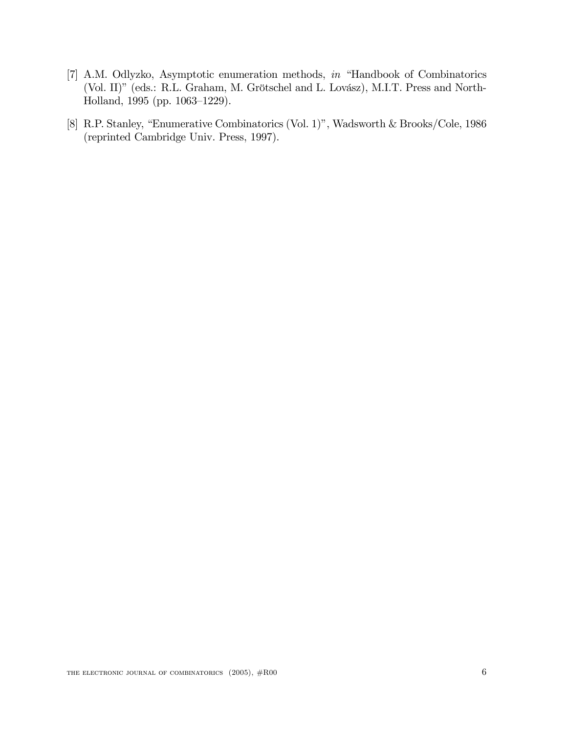[7] A.M. Odlyzko, Asymptotic enumeration methods, *in* “Handbook of Combinatorics (Vol. II)” (eds.: R.L. Graham, M. Grötschel and L. Lovász), M.I.T. Press and North-Holland, 1995 (pp. 1063–1229).

[8] R.P. Stanley, “Enumerative Combinatorics (Vol. 1)”, Wadsworth & Brooks/Cole, 1986 (reprinted Cambridge Univ. Press, 1997).